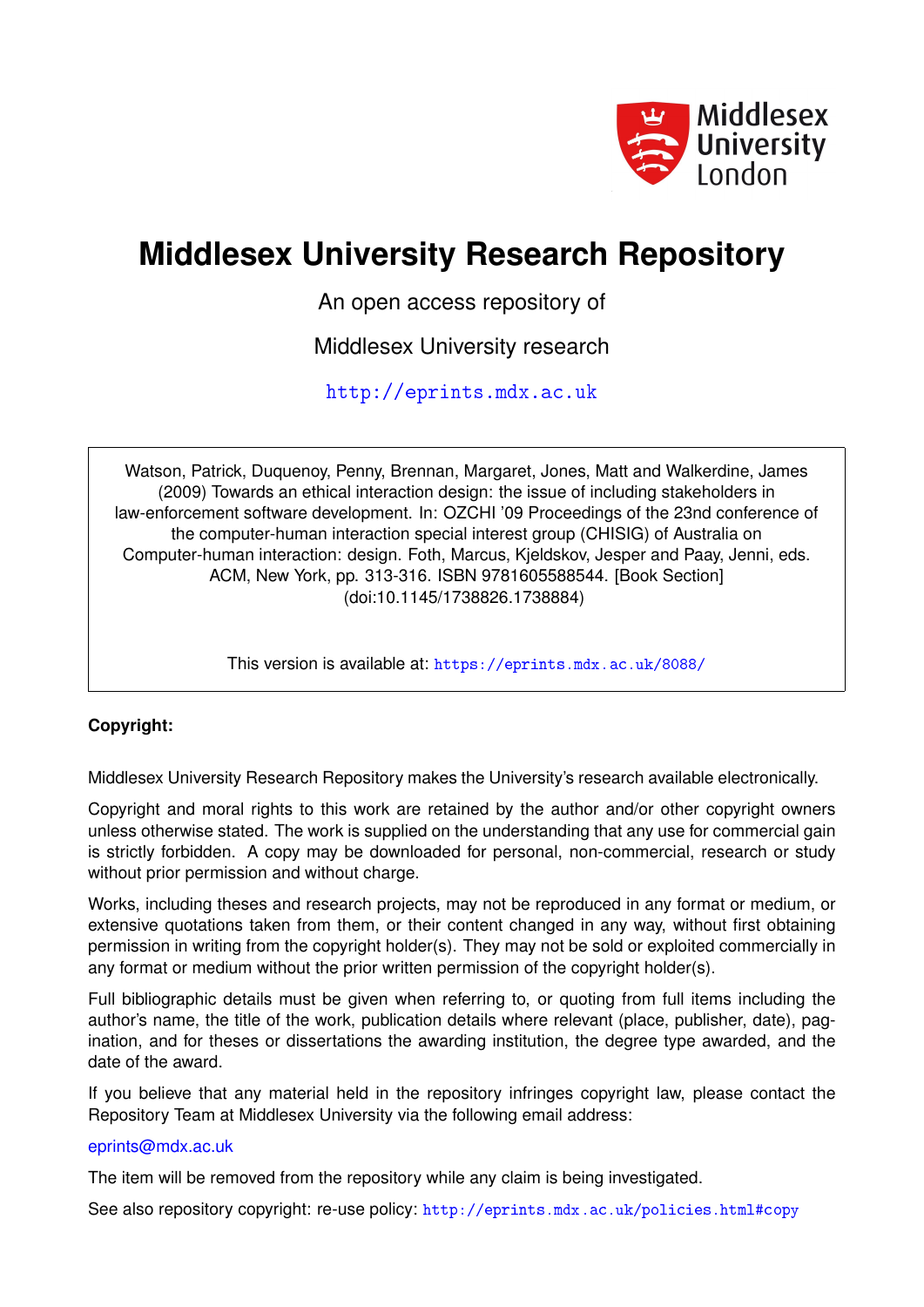Middlesex University London

# Middlesex University Research Repository

An open access repository of

Middlesex University research

http://eprints.mdx.ac.uk

Watson, Patrick, Duquenoy, Penny, Brennan, Margaret, Jones, Matt and Walkerdine, James (2009) Towards an ethical interaction design: the issue of including stakeholders in law-enforcement software development. In: OZCHI '09 Proceedings of the 23nd conference of the computer-human interaction special interest group (CHISIG) of Australia on Computer-human interaction: design. Foth, Marcus, Kjeldskov, Jesper and Paay, Jenni, eds. ACM, New York, pp. 313-316. ISBN 9781605588544. [Book Section] (doi:10.1145/1738826.1738884)

This version is available at: https://eprints.mdx.ac.uk/8088/

**Copyright:**

Middlesex University Research Repository makes the University's research available electronically.

Copyright and moral rights to this work are retained by the author and/or other copyright owners unless otherwise stated. The work is supplied on the understanding that any use for commercial gain is strictly forbidden. A copy may be downloaded for personal, non-commercial, research or study without prior permission and without charge.

Works, including theses and research projects, may not be reproduced in any format or medium, or extensive quotations taken from them, or their content changed in any way, without first obtaining permission in writing from the copyright holder(s). They may not be sold or exploited commercially in any format or medium without the prior written permission of the copyright holder(s).

Full bibliographic details must be given when referring to, or quoting from full items including the author's name, the title of the work, publication details where relevant (place, publisher, date), pagination, and for theses or dissertations the awarding institution, the degree type awarded, and the date of the award.

If you believe that any material held in the repository infringes copyright law, please contact the Repository Team at Middlesex University via the following email address:

eprints@mdx.ac.uk

The item will be removed from the repository while any claim is being investigated.

See also repository copyright: re-use policy: http://eprints.mdx.ac.uk/policies.html#copy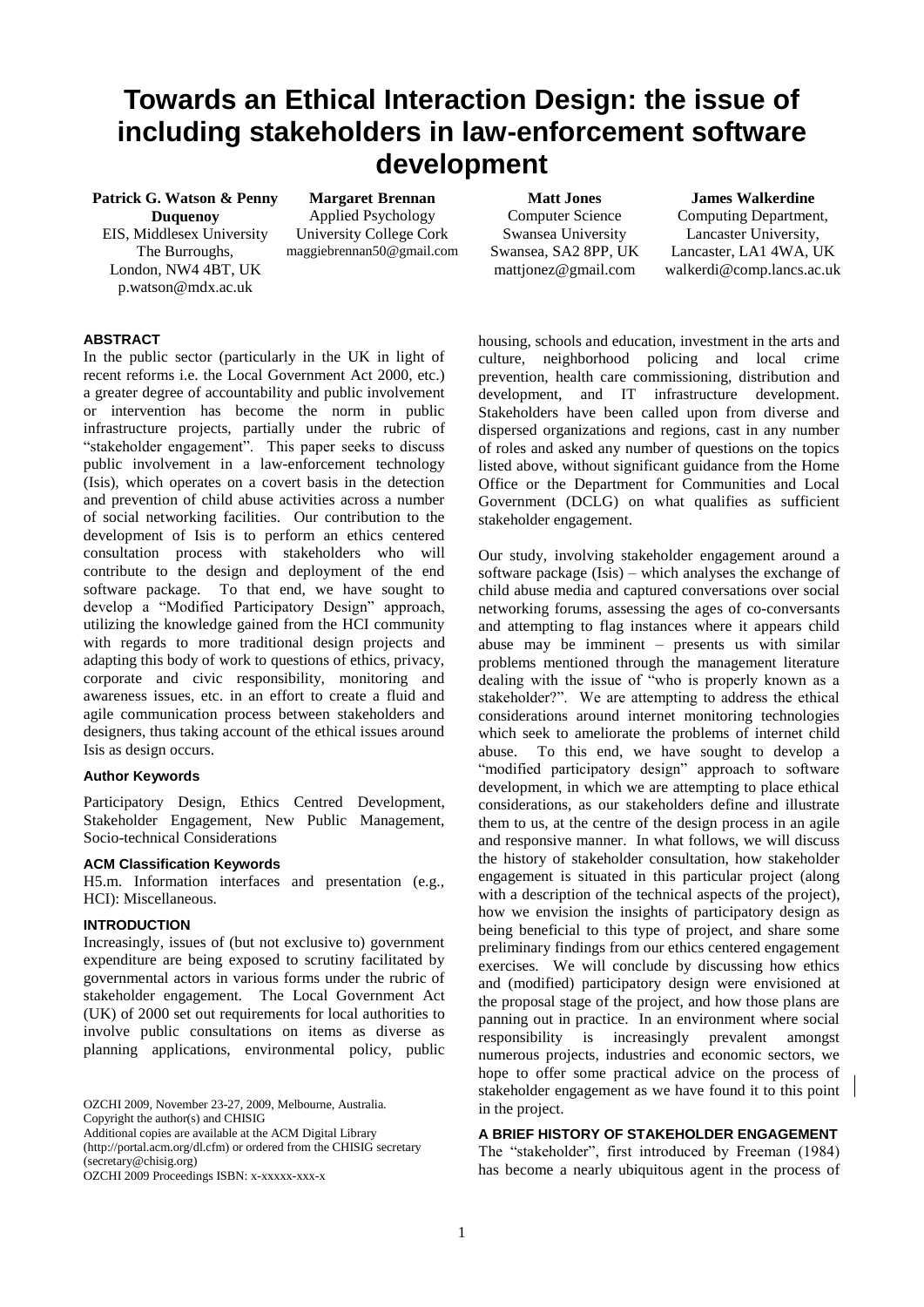# Towards an Ethical Interaction Design: the issue of including stakeholders in law-enforcement software development

**Patrick G. Watson & Penny Duquenoy**
EIS, Middlesex University
The Burroughs,
London, NW4 4BT, UK
p.watson@mdx.ac.uk

**Margaret Brennan**
Applied Psychology
University College Cork
maggiebrennan50@gmail.com

**Matt Jones**
Computer Science
Swansea University
Swansea, SA2 8PP, UK
mattjonez@gmail.com

**James Walkerdine**
Computing Department,
Lancaster University,
Lancaster, LA1 4WA, UK
walkerdi@comp.lancs.ac.uk

## ABSTRACT

In the public sector (particularly in the UK in light of recent reforms i.e. the Local Government Act 2000, etc.) a greater degree of accountability and public involvement or intervention has become the norm in public infrastructure projects, partially under the rubric of "stakeholder engagement". This paper seeks to discuss public involvement in a law-enforcement technology (Isis), which operates on a covert basis in the detection and prevention of child abuse activities across a number of social networking facilities. Our contribution to the development of Isis is to perform an ethics centered consultation process with stakeholders who will contribute to the design and deployment of the end software package. To that end, we have sought to develop a "Modified Participatory Design" approach, utilizing the knowledge gained from the HCI community with regards to more traditional design projects and adapting this body of work to questions of ethics, privacy, corporate and civic responsibility, monitoring and awareness issues, etc. in an effort to create a fluid and agile communication process between stakeholders and designers, thus taking account of the ethical issues around Isis as design occurs.

### Author Keywords

Participatory Design, Ethics Centred Development, Stakeholder Engagement, New Public Management, Socio-technical Considerations

### ACM Classification Keywords

H5.m. Information interfaces and presentation (e.g., HCI): Miscellaneous.

## INTRODUCTION

Increasingly, issues of (but not exclusive to) government expenditure are being exposed to scrutiny facilitated by governmental actors in various forms under the rubric of stakeholder engagement. The Local Government Act (UK) of 2000 set out requirements for local authorities to involve public consultations on items as diverse as planning applications, environmental policy, public housing, schools and education, investment in the arts and culture, neighborhood policing and local crime prevention, health care commissioning, distribution and development, and IT infrastructure development. Stakeholders have been called upon from diverse and dispersed organizations and regions, cast in any number of roles and asked any number of questions on the topics listed above, without significant guidance from the Home Office or the Department for Communities and Local Government (DCLG) on what qualifies as sufficient stakeholder engagement.

Our study, involving stakeholder engagement around a software package (Isis) – which analyses the exchange of child abuse media and captured conversations over social networking forums, assessing the ages of co-conversants and attempting to flag instances where it appears child abuse may be imminent – presents us with similar problems mentioned through the management literature dealing with the issue of "who is properly known as a stakeholder?". We are attempting to address the ethical considerations around internet monitoring technologies which seek to ameliorate the problems of internet child abuse. To this end, we have sought to develop a "modified participatory design" approach to software development, in which we are attempting to place ethical considerations, as our stakeholders define and illustrate them to us, at the centre of the design process in an agile and responsive manner. In what follows, we will discuss the history of stakeholder consultation, how stakeholder engagement is situated in this particular project (along with a description of the technical aspects of the project), how we envision the insights of participatory design as being beneficial to this type of project, and share some preliminary findings from our ethics centered engagement exercises. We will conclude by discussing how ethics and (modified) participatory design were envisioned at the proposal stage of the project, and how those plans are panning out in practice. In an environment where social responsibility is increasingly prevalent amongst numerous projects, industries and economic sectors, we hope to offer some practical advice on the process of stakeholder engagement as we have found it to this point in the project.

OZCHI 2009, November 23-27, 2009, Melbourne, Australia.
Copyright the author(s) and CHISIG
Additional copies are available at the ACM Digital Library (http://portal.acm.org/dl.cfm) or ordered from the CHISIG secretary (secretary@chisig.org)
OZCHI 2009 Proceedings ISBN: x-xxxxx-xxx-x

## A BRIEF HISTORY OF STAKEHOLDER ENGAGEMENT

The "stakeholder", first introduced by Freeman (1984) has become a nearly ubiquitous agent in the process of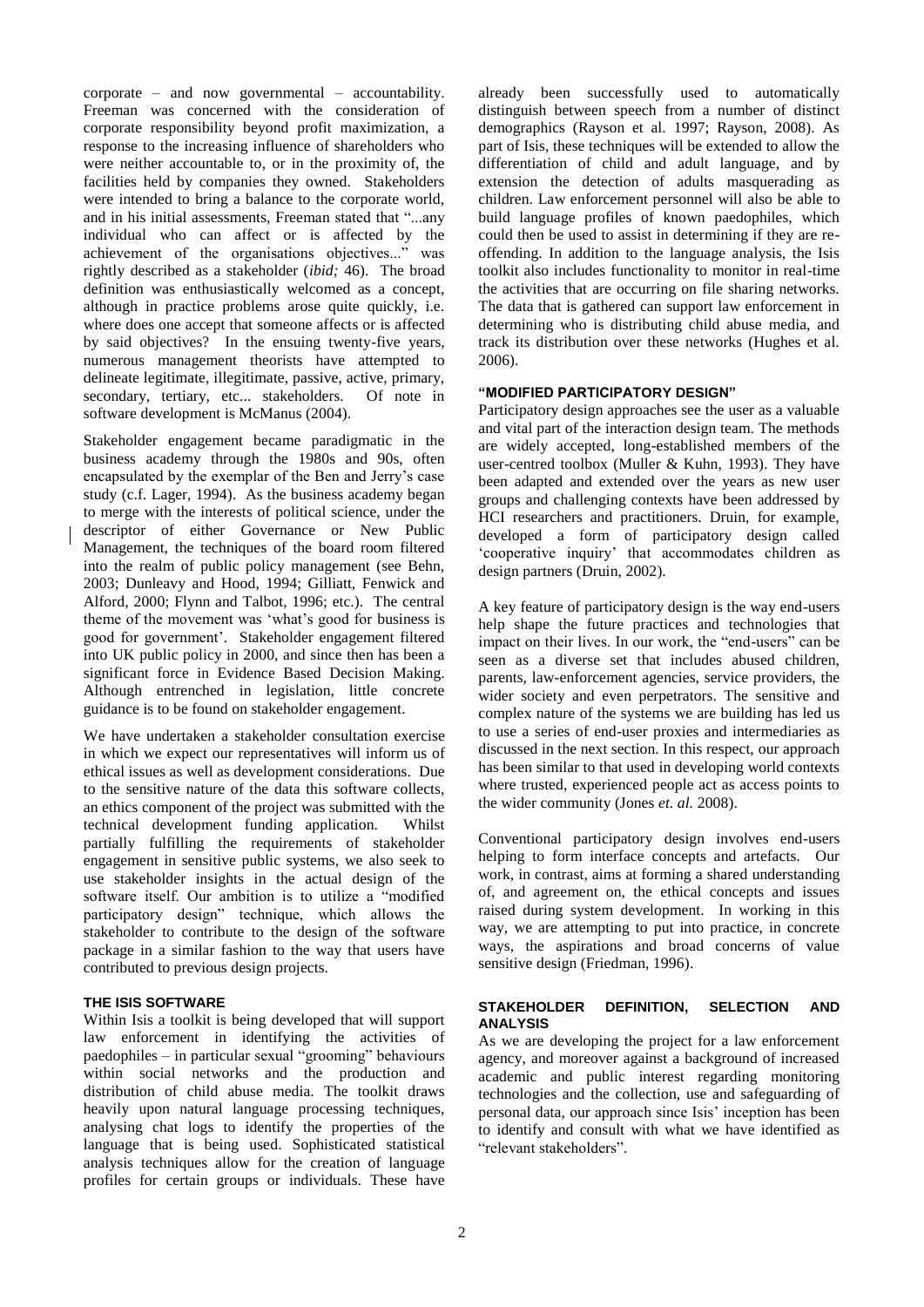corporate – and now governmental – accountability. Freeman was concerned with the consideration of corporate responsibility beyond profit maximization, a response to the increasing influence of shareholders who were neither accountable to, or in the proximity of, the facilities held by companies they owned. Stakeholders were intended to bring a balance to the corporate world, and in his initial assessments, Freeman stated that "...any individual who can affect or is affected by the achievement of the organisations objectives..." was rightly described as a stakeholder (*ibid;* 46). The broad definition was enthusiastically welcomed as a concept, although in practice problems arose quite quickly, i.e. where does one accept that someone affects or is affected by said objectives? In the ensuing twenty-five years, numerous management theorists have attempted to delineate legitimate, illegitimate, passive, active, primary, secondary, tertiary, etc... stakeholders. Of note in software development is McManus (2004).

Stakeholder engagement became paradigmatic in the business academy through the 1980s and 90s, often encapsulated by the exemplar of the Ben and Jerry's case study (c.f. Lager, 1994). As the business academy began to merge with the interests of political science, under the descriptor of either Governance or New Public Management, the techniques of the board room filtered into the realm of public policy management (see Behn, 2003; Dunleavy and Hood, 1994; Gilliatt, Fenwick and Alford, 2000; Flynn and Talbot, 1996; etc.). The central theme of the movement was 'what's good for business is good for government'. Stakeholder engagement filtered into UK public policy in 2000, and since then has been a significant force in Evidence Based Decision Making. Although entrenched in legislation, little concrete guidance is to be found on stakeholder engagement.

We have undertaken a stakeholder consultation exercise in which we expect our representatives will inform us of ethical issues as well as development considerations. Due to the sensitive nature of the data this software collects, an ethics component of the project was submitted with the technical development funding application. Whilst partially fulfilling the requirements of stakeholder engagement in sensitive public systems, we also seek to use stakeholder insights in the actual design of the software itself. Our ambition is to utilize a "modified participatory design" technique, which allows the stakeholder to contribute to the design of the software package in a similar fashion to the way that users have contributed to previous design projects.

## THE ISIS SOFTWARE

Within Isis a toolkit is being developed that will support law enforcement in identifying the activities of paedophiles – in particular sexual "grooming" behaviours within social networks and the production and distribution of child abuse media. The toolkit draws heavily upon natural language processing techniques, analysing chat logs to identify the properties of the language that is being used. Sophisticated statistical analysis techniques allow for the creation of language profiles for certain groups or individuals. These have already been successfully used to automatically distinguish between speech from a number of distinct demographics (Rayson et al. 1997; Rayson, 2008). As part of Isis, these techniques will be extended to allow the differentiation of child and adult language, and by extension the detection of adults masquerading as children. Law enforcement personnel will also be able to build language profiles of known paedophiles, which could then be used to assist in determining if they are re-offending. In addition to the language analysis, the Isis toolkit also includes functionality to monitor in real-time the activities that are occurring on file sharing networks. The data that is gathered can support law enforcement in determining who is distributing child abuse media, and track its distribution over these networks (Hughes et al. 2006).

## "MODIFIED PARTICIPATORY DESIGN"

Participatory design approaches see the user as a valuable and vital part of the interaction design team. The methods are widely accepted, long-established members of the user-centred toolbox (Muller & Kuhn, 1993). They have been adapted and extended over the years as new user groups and challenging contexts have been addressed by HCI researchers and practitioners. Druin, for example, developed a form of participatory design called 'cooperative inquiry' that accommodates children as design partners (Druin, 2002).

A key feature of participatory design is the way end-users help shape the future practices and technologies that impact on their lives. In our work, the "end-users" can be seen as a diverse set that includes abused children, parents, law-enforcement agencies, service providers, the wider society and even perpetrators. The sensitive and complex nature of the systems we are building has led us to use a series of end-user proxies and intermediaries as discussed in the next section. In this respect, our approach has been similar to that used in developing world contexts where trusted, experienced people act as access points to the wider community (Jones *et. al.* 2008).

Conventional participatory design involves end-users helping to form interface concepts and artefacts. Our work, in contrast, aims at forming a shared understanding of, and agreement on, the ethical concepts and issues raised during system development. In working in this way, we are attempting to put into practice, in concrete ways, the aspirations and broad concerns of value sensitive design (Friedman, 1996).

## STAKEHOLDER DEFINITION, SELECTION AND ANALYSIS

As we are developing the project for a law enforcement agency, and moreover against a background of increased academic and public interest regarding monitoring technologies and the collection, use and safeguarding of personal data, our approach since Isis' inception has been to identify and consult with what we have identified as "relevant stakeholders".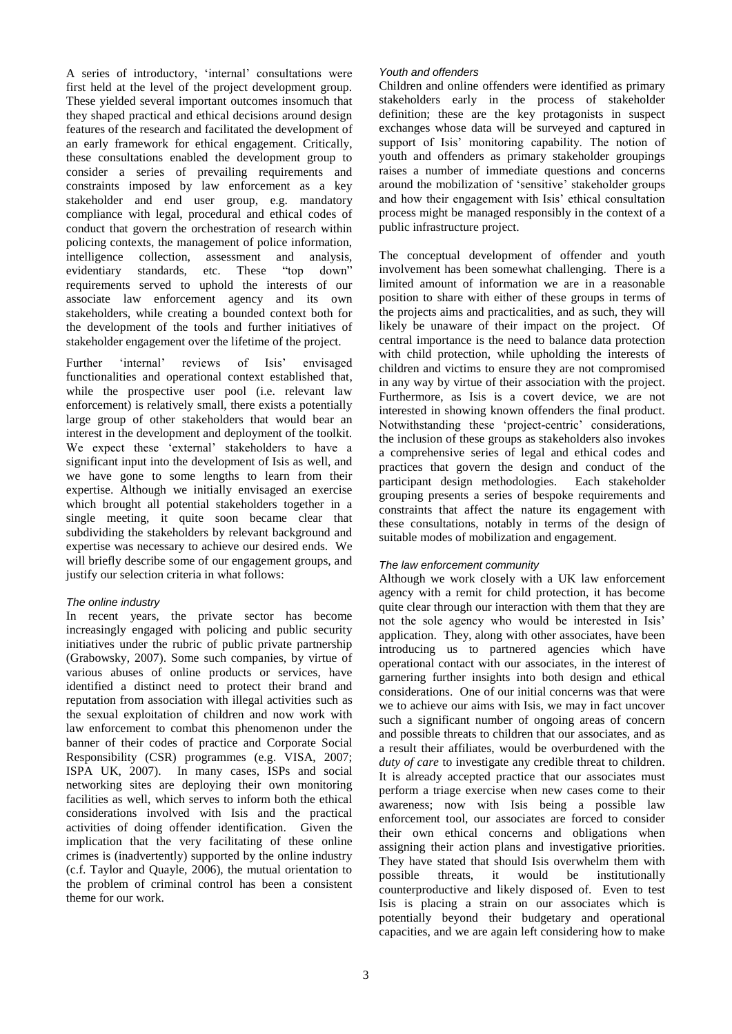A series of introductory, 'internal' consultations were first held at the level of the project development group. These yielded several important outcomes insomuch that they shaped practical and ethical decisions around design features of the research and facilitated the development of an early framework for ethical engagement. Critically, these consultations enabled the development group to consider a series of prevailing requirements and constraints imposed by law enforcement as a key stakeholder and end user group, e.g. mandatory compliance with legal, procedural and ethical codes of conduct that govern the orchestration of research within policing contexts, the management of police information, intelligence collection, assessment and analysis, evidentiary standards, etc. These "top down" requirements served to uphold the interests of our associate law enforcement agency and its own stakeholders, while creating a bounded context both for the development of the tools and further initiatives of stakeholder engagement over the lifetime of the project.

Further 'internal' reviews of Isis' envisaged functionalities and operational context established that, while the prospective user pool (i.e. relevant law enforcement) is relatively small, there exists a potentially large group of other stakeholders that would bear an interest in the development and deployment of the toolkit. We expect these 'external' stakeholders to have a significant input into the development of Isis as well, and we have gone to some lengths to learn from their expertise. Although we initially envisaged an exercise which brought all potential stakeholders together in a single meeting, it quite soon became clear that subdividing the stakeholders by relevant background and expertise was necessary to achieve our desired ends. We will briefly describe some of our engagement groups, and justify our selection criteria in what follows:

*The online industry*

In recent years, the private sector has become increasingly engaged with policing and public security initiatives under the rubric of public private partnership (Grabowsky, 2007). Some such companies, by virtue of various abuses of online products or services, have identified a distinct need to protect their brand and reputation from association with illegal activities such as the sexual exploitation of children and now work with law enforcement to combat this phenomenon under the banner of their codes of practice and Corporate Social Responsibility (CSR) programmes (e.g. VISA, 2007; ISPA UK, 2007). In many cases, ISPs and social networking sites are deploying their own monitoring facilities as well, which serves to inform both the ethical considerations involved with Isis and the practical activities of doing offender identification. Given the implication that the very facilitating of these online crimes is (inadvertently) supported by the online industry (c.f. Taylor and Quayle, 2006), the mutual orientation to the problem of criminal control has been a consistent theme for our work.

*Youth and offenders*

Children and online offenders were identified as primary stakeholders early in the process of stakeholder definition; these are the key protagonists in suspect exchanges whose data will be surveyed and captured in support of Isis' monitoring capability. The notion of youth and offenders as primary stakeholder groupings raises a number of immediate questions and concerns around the mobilization of 'sensitive' stakeholder groups and how their engagement with Isis' ethical consultation process might be managed responsibly in the context of a public infrastructure project.

The conceptual development of offender and youth involvement has been somewhat challenging. There is a limited amount of information we are in a reasonable position to share with either of these groups in terms of the projects aims and practicalities, and as such, they will likely be unaware of their impact on the project. Of central importance is the need to balance data protection with child protection, while upholding the interests of children and victims to ensure they are not compromised in any way by virtue of their association with the project. Furthermore, as Isis is a covert device, we are not interested in showing known offenders the final product. Notwithstanding these 'project-centric' considerations, the inclusion of these groups as stakeholders also invokes a comprehensive series of legal and ethical codes and practices that govern the design and conduct of the participant design methodologies. Each stakeholder grouping presents a series of bespoke requirements and constraints that affect the nature its engagement with these consultations, notably in terms of the design of suitable modes of mobilization and engagement.

*The law enforcement community*

Although we work closely with a UK law enforcement agency with a remit for child protection, it has become quite clear through our interaction with them that they are not the sole agency who would be interested in Isis' application. They, along with other associates, have been introducing us to partnered agencies which have operational contact with our associates, in the interest of garnering further insights into both design and ethical considerations. One of our initial concerns was that were we to achieve our aims with Isis, we may in fact uncover such a significant number of ongoing areas of concern and possible threats to children that our associates, and as a result their affiliates, would be overburdened with the *duty of care* to investigate any credible threat to children. It is already accepted practice that our associates must perform a triage exercise when new cases come to their awareness; now with Isis being a possible law enforcement tool, our associates are forced to consider their own ethical concerns and obligations when assigning their action plans and investigative priorities. They have stated that should Isis overwhelm them with possible threats, it would be institutionally counterproductive and likely disposed of. Even to test Isis is placing a strain on our associates which is potentially beyond their budgetary and operational capacities, and we are again left considering how to make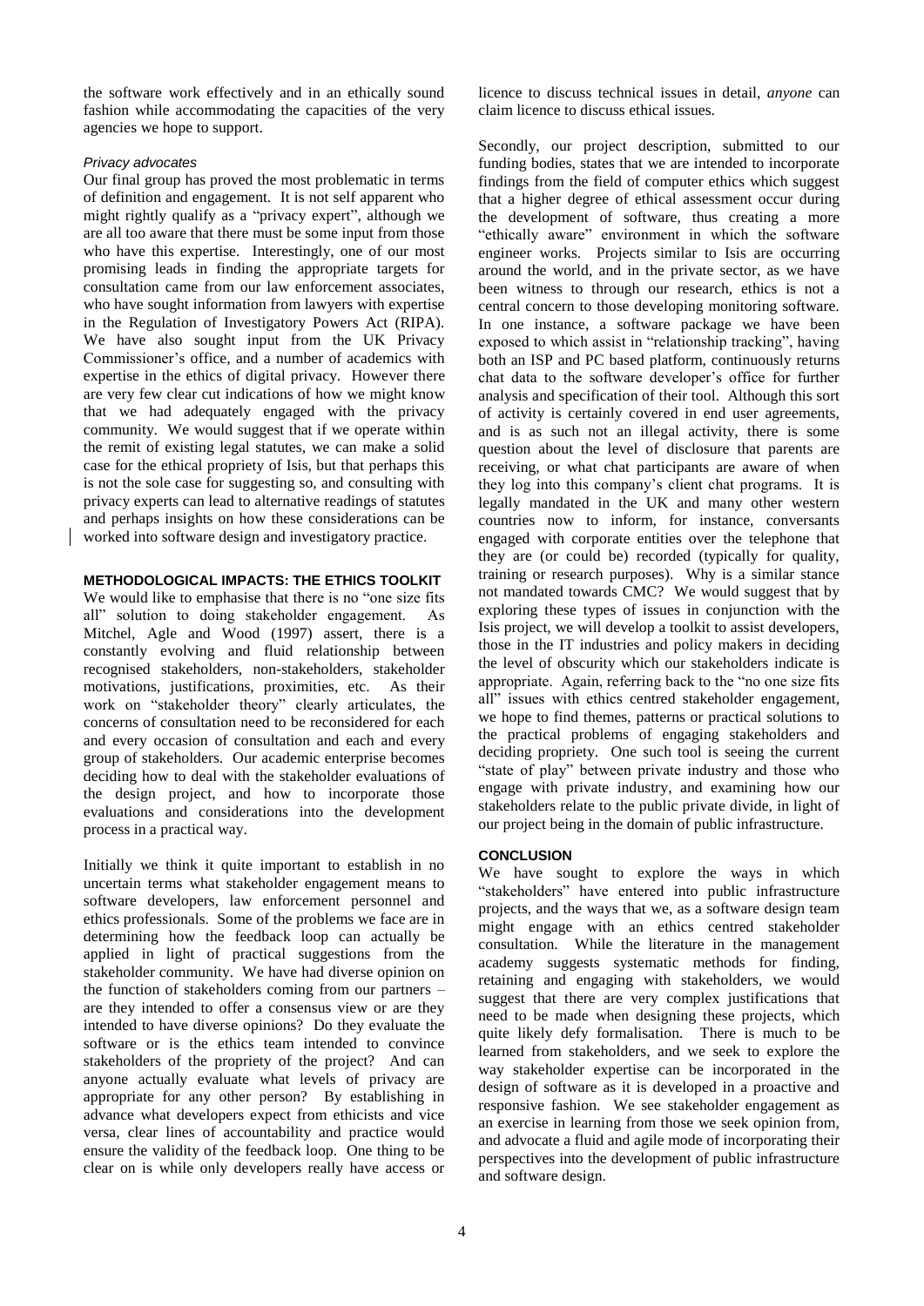the software work effectively and in an ethically sound fashion while accommodating the capacities of the very agencies we hope to support.

*Privacy advocates*

Our final group has proved the most problematic in terms of definition and engagement. It is not self apparent who might rightly qualify as a "privacy expert", although we are all too aware that there must be some input from those who have this expertise. Interestingly, one of our most promising leads in finding the appropriate targets for consultation came from our law enforcement associates, who have sought information from lawyers with expertise in the Regulation of Investigatory Powers Act (RIPA). We have also sought input from the UK Privacy Commissioner's office, and a number of academics with expertise in the ethics of digital privacy. However there are very few clear cut indications of how we might know that we had adequately engaged with the privacy community. We would suggest that if we operate within the remit of existing legal statutes, we can make a solid case for the ethical propriety of Isis, but that perhaps this is not the sole case for suggesting so, and consulting with privacy experts can lead to alternative readings of statutes and perhaps insights on how these considerations can be worked into software design and investigatory practice.

## METHODOLOGICAL IMPACTS: THE ETHICS TOOLKIT

We would like to emphasise that there is no "one size fits all" solution to doing stakeholder engagement. As Mitchel, Agle and Wood (1997) assert, there is a constantly evolving and fluid relationship between recognised stakeholders, non-stakeholders, stakeholder motivations, justifications, proximities, etc. As their work on "stakeholder theory" clearly articulates, the concerns of consultation need to be reconsidered for each and every occasion of consultation and each and every group of stakeholders. Our academic enterprise becomes deciding how to deal with the stakeholder evaluations of the design project, and how to incorporate those evaluations and considerations into the development process in a practical way.

Initially we think it quite important to establish in no uncertain terms what stakeholder engagement means to software developers, law enforcement personnel and ethics professionals. Some of the problems we face are in determining how the feedback loop can actually be applied in light of practical suggestions from the stakeholder community. We have had diverse opinion on the function of stakeholders coming from our partners – are they intended to offer a consensus view or are they intended to have diverse opinions? Do they evaluate the software or is the ethics team intended to convince stakeholders of the propriety of the project? And can anyone actually evaluate what levels of privacy are appropriate for any other person? By establishing in advance what developers expect from ethicists and vice versa, clear lines of accountability and practice would ensure the validity of the feedback loop. One thing to be clear on is while only developers really have access or licence to discuss technical issues in detail, *anyone* can claim licence to discuss ethical issues.

Secondly, our project description, submitted to our funding bodies, states that we are intended to incorporate findings from the field of computer ethics which suggest that a higher degree of ethical assessment occur during the development of software, thus creating a more "ethically aware" environment in which the software engineer works. Projects similar to Isis are occurring around the world, and in the private sector, as we have been witness to through our research, ethics is not a central concern to those developing monitoring software. In one instance, a software package we have been exposed to which assist in "relationship tracking", having both an ISP and PC based platform, continuously returns chat data to the software developer's office for further analysis and specification of their tool. Although this sort of activity is certainly covered in end user agreements, and is as such not an illegal activity, there is some question about the level of disclosure that parents are receiving, or what chat participants are aware of when they log into this company's client chat programs. It is legally mandated in the UK and many other western countries now to inform, for instance, conversants engaged with corporate entities over the telephone that they are (or could be) recorded (typically for quality, training or research purposes). Why is a similar stance not mandated towards CMC? We would suggest that by exploring these types of issues in conjunction with the Isis project, we will develop a toolkit to assist developers, those in the IT industries and policy makers in deciding the level of obscurity which our stakeholders indicate is appropriate. Again, referring back to the "no one size fits all" issues with ethics centred stakeholder engagement, we hope to find themes, patterns or practical solutions to the practical problems of engaging stakeholders and deciding propriety. One such tool is seeing the current "state of play" between private industry and those who engage with private industry, and examining how our stakeholders relate to the public private divide, in light of our project being in the domain of public infrastructure.

## CONCLUSION

We have sought to explore the ways in which "stakeholders" have entered into public infrastructure projects, and the ways that we, as a software design team might engage with an ethics centred stakeholder consultation. While the literature in the management academy suggests systematic methods for finding, retaining and engaging with stakeholders, we would suggest that there are very complex justifications that need to be made when designing these projects, which quite likely defy formalisation. There is much to be learned from stakeholders, and we seek to explore the way stakeholder expertise can be incorporated in the design of software as it is developed in a proactive and responsive fashion. We see stakeholder engagement as an exercise in learning from those we seek opinion from, and advocate a fluid and agile mode of incorporating their perspectives into the development of public infrastructure and software design.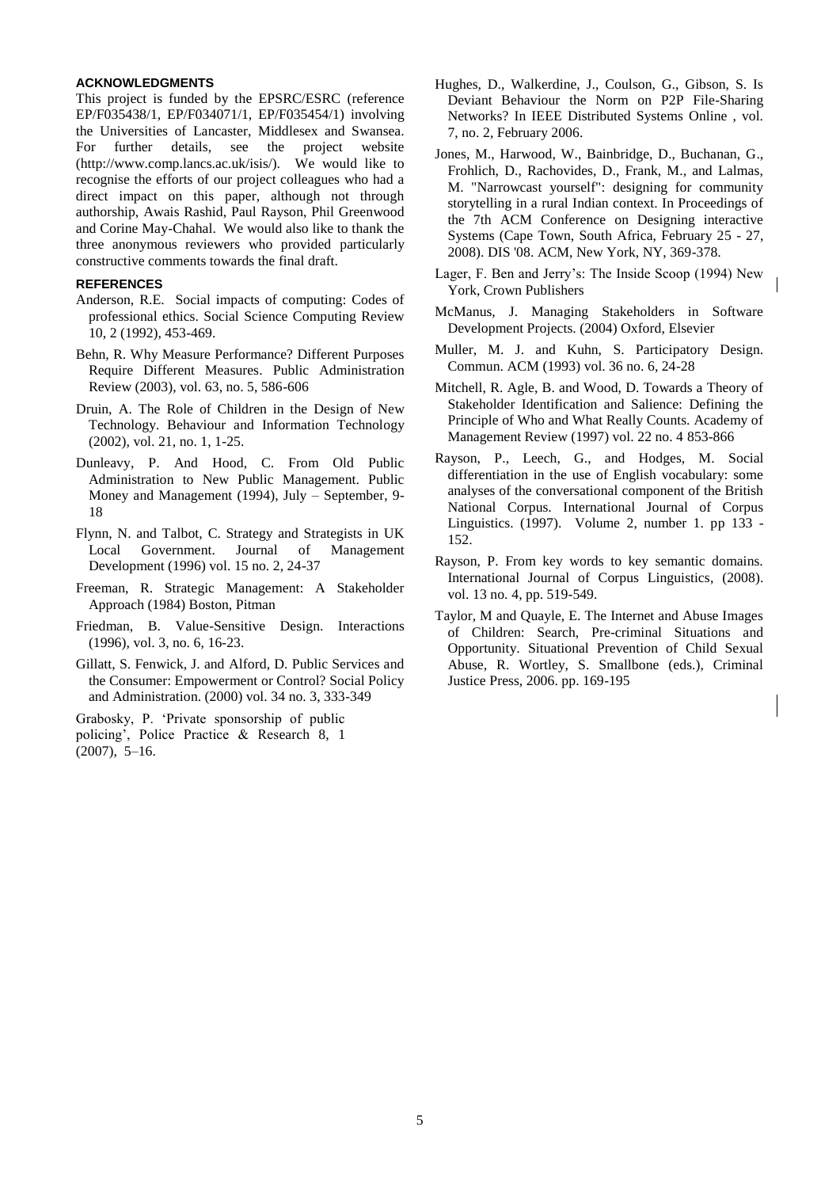### ACKNOWLEDGMENTS

This project is funded by the EPSRC/ESRC (reference EP/F035438/1, EP/F034071/1, EP/F035454/1) involving the Universities of Lancaster, Middlesex and Swansea. For further details, see the project website (http://www.comp.lancs.ac.uk/isis/). We would like to recognise the efforts of our project colleagues who had a direct impact on this paper, although not through authorship, Awais Rashid, Paul Rayson, Phil Greenwood and Corine May-Chahal. We would also like to thank the three anonymous reviewers who provided particularly constructive comments towards the final draft.

### REFERENCES

Anderson, R.E. Social impacts of computing: Codes of professional ethics. Social Science Computing Review 10, 2 (1992), 453-469.

Behn, R. Why Measure Performance? Different Purposes Require Different Measures. Public Administration Review (2003), vol. 63, no. 5, 586-606

Druin, A. The Role of Children in the Design of New Technology. Behaviour and Information Technology (2002), vol. 21, no. 1, 1-25.

Dunleavy, P. And Hood, C. From Old Public Administration to New Public Management. Public Money and Management (1994), July – September, 9-18

Flynn, N. and Talbot, C. Strategy and Strategists in UK Local Government. Journal of Management Development (1996) vol. 15 no. 2, 24-37

Freeman, R. Strategic Management: A Stakeholder Approach (1984) Boston, Pitman

Friedman, B. Value-Sensitive Design. Interactions (1996), vol. 3, no. 6, 16-23.

Gillatt, S. Fenwick, J. and Alford, D. Public Services and the Consumer: Empowerment or Control? Social Policy and Administration. (2000) vol. 34 no. 3, 333-349

Grabosky, P. 'Private sponsorship of public policing', Police Practice & Research 8, 1 (2007), 5–16.

Hughes, D., Walkerdine, J., Coulson, G., Gibson, S. Is Deviant Behaviour the Norm on P2P File-Sharing Networks? In IEEE Distributed Systems Online , vol. 7, no. 2, February 2006.

Jones, M., Harwood, W., Bainbridge, D., Buchanan, G., Frohlich, D., Rachovides, D., Frank, M., and Lalmas, M. "Narrowcast yourself": designing for community storytelling in a rural Indian context. In Proceedings of the 7th ACM Conference on Designing interactive Systems (Cape Town, South Africa, February 25 - 27, 2008). DIS '08. ACM, New York, NY, 369-378.

Lager, F. Ben and Jerry's: The Inside Scoop (1994) New York, Crown Publishers

McManus, J. Managing Stakeholders in Software Development Projects. (2004) Oxford, Elsevier

Muller, M. J. and Kuhn, S. Participatory Design. Commun. ACM (1993) vol. 36 no. 6, 24-28

Mitchell, R. Agle, B. and Wood, D. Towards a Theory of Stakeholder Identification and Salience: Defining the Principle of Who and What Really Counts. Academy of Management Review (1997) vol. 22 no. 4 853-866

Rayson, P., Leech, G., and Hodges, M. Social differentiation in the use of English vocabulary: some analyses of the conversational component of the British National Corpus. International Journal of Corpus Linguistics. (1997). Volume 2, number 1. pp 133 - 152.

Rayson, P. From key words to key semantic domains. International Journal of Corpus Linguistics, (2008). vol. 13 no. 4, pp. 519-549.

Taylor, M and Quayle, E. The Internet and Abuse Images of Children: Search, Pre-criminal Situations and Opportunity. Situational Prevention of Child Sexual Abuse, R. Wortley, S. Smallbone (eds.), Criminal Justice Press, 2006. pp. 169-195